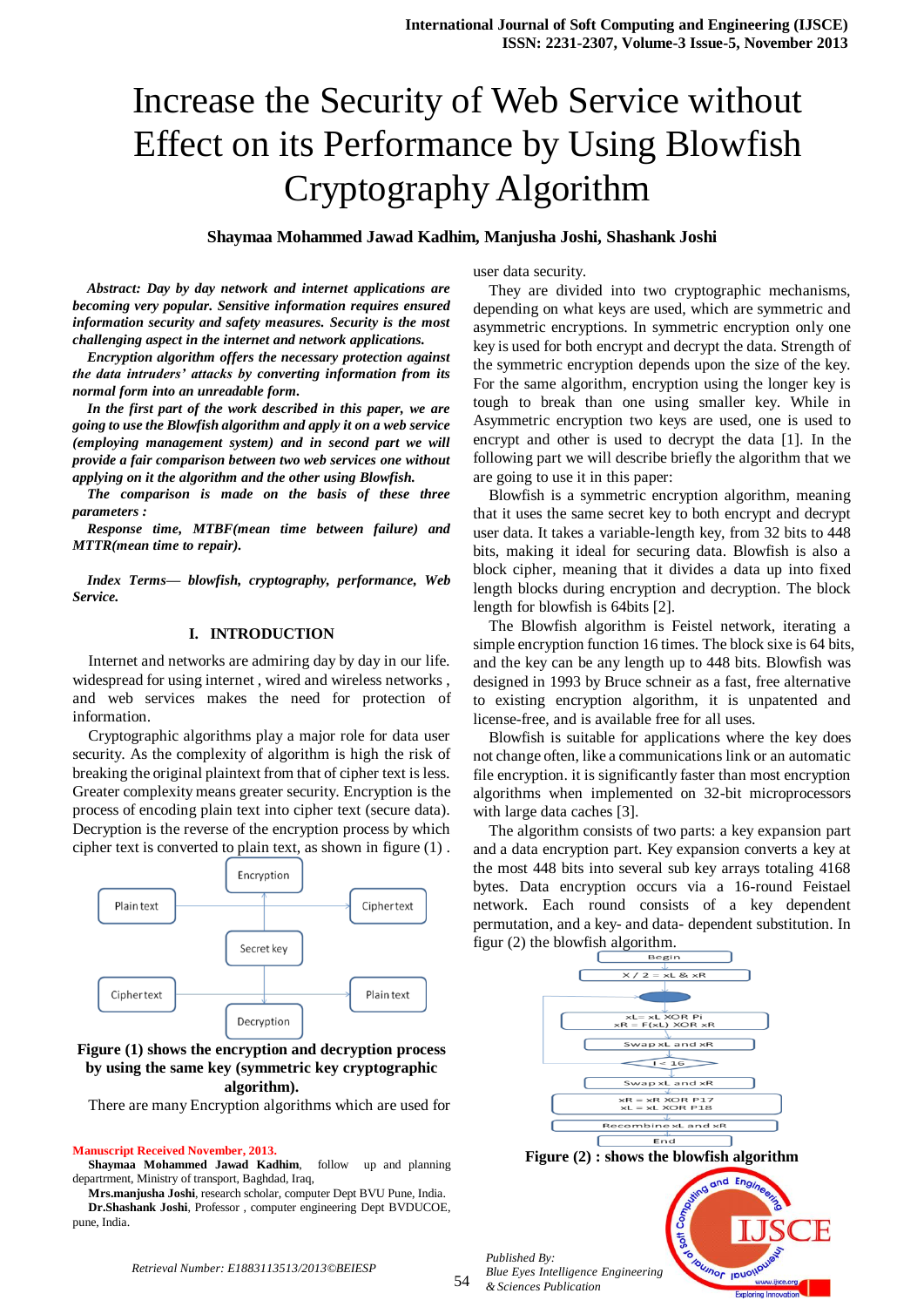# Increase the Security of Web Service without Effect on its Performance by Using Blowfish Cryptography Algorithm

**Shaymaa Mohammed Jawad Kadhim, Manjusha Joshi, Shashank Joshi**

***Abstract: Day by day network and internet applications are becoming very popular. Sensitive information requires ensured information security and safety measures. Security is the most challenging aspect in the internet and network applications.***

***Encryption algorithm offers the necessary protection against the data intruders' attacks by converting information from its normal form into an unreadable form.***

***In the first part of the work described in this paper, we are going to use the Blowfish algorithm and apply it on a web service (employing management system) and in second part we will provide a fair comparison between two web services one without applying on it the algorithm and the other using Blowfish.***

***The comparison is made on the basis of these three parameters :***

***Response time, MTBF(mean time between failure) and MTTR(mean time to repair).***

***Index Terms— blowfish, cryptography, performance, Web Service.***

## I. INTRODUCTION

Internet and networks are admiring day by day in our life. widespread for using internet , wired and wireless networks , and web services makes the need for protection of information.

Cryptographic algorithms play a major role for data user security. As the complexity of algorithm is high the risk of breaking the original plaintext from that of cipher text is less. Greater complexity means greater security. Encryption is the process of encoding plain text into cipher text (secure data). Decryption is the reverse of the encryption process by which cipher text is converted to plain text, as shown in figure (1) .

**Figure (1) shows the encryption and decryption process by using the same key (symmetric key cryptographic algorithm).**

There are many Encryption algorithms which are used for user data security.

They are divided into two cryptographic mechanisms, depending on what keys are used, which are symmetric and asymmetric encryptions. In symmetric encryption only one key is used for both encrypt and decrypt the data. Strength of the symmetric encryption depends upon the size of the key. For the same algorithm, encryption using the longer key is tough to break than one using smaller key. While in Asymmetric encryption two keys are used, one is used to encrypt and other is used to decrypt the data [1]. In the following part we will describe briefly the algorithm that we are going to use it in this paper:

Blowfish is a symmetric encryption algorithm, meaning that it uses the same secret key to both encrypt and decrypt user data. It takes a variable-length key, from 32 bits to 448 bits, making it ideal for securing data. Blowfish is also a block cipher, meaning that it divides a data up into fixed length blocks during encryption and decryption. The block length for blowfish is 64bits [2].

The Blowfish algorithm is Feistel network, iterating a simple encryption function 16 times. The block sixe is 64 bits, and the key can be any length up to 448 bits. Blowfish was designed in 1993 by Bruce schneir as a fast, free alternative to existing encryption algorithm, it is unpatented and license-free, and is available free for all uses.

Blowfish is suitable for applications where the key does not change often, like a communications link or an automatic file encryption. it is significantly faster than most encryption algorithms when implemented on 32-bit microprocessors with large data caches [3].

The algorithm consists of two parts: a key expansion part and a data encryption part. Key expansion converts a key at the most 448 bits into several sub key arrays totaling 4168 bytes. Data encryption occurs via a 16-round Feistael network. Each round consists of a key dependent permutation, and a key- and data- dependent substitution. In figur (2) the blowfish algorithm.

**Figure (2) : shows the blowfish algorithm**

---

**Manuscript Received November, 2013.**

**Shaymaa Mohammed Jawad Kadhim**, follow up and planning departrment, Ministry of transport, Baghdad, Iraq,

**Mrs.manjusha Joshi**, research scholar, computer Dept BVU Pune, India.

**Dr.Shashank Joshi**, Professor , computer engineering Dept BVDUCOE, pune, India.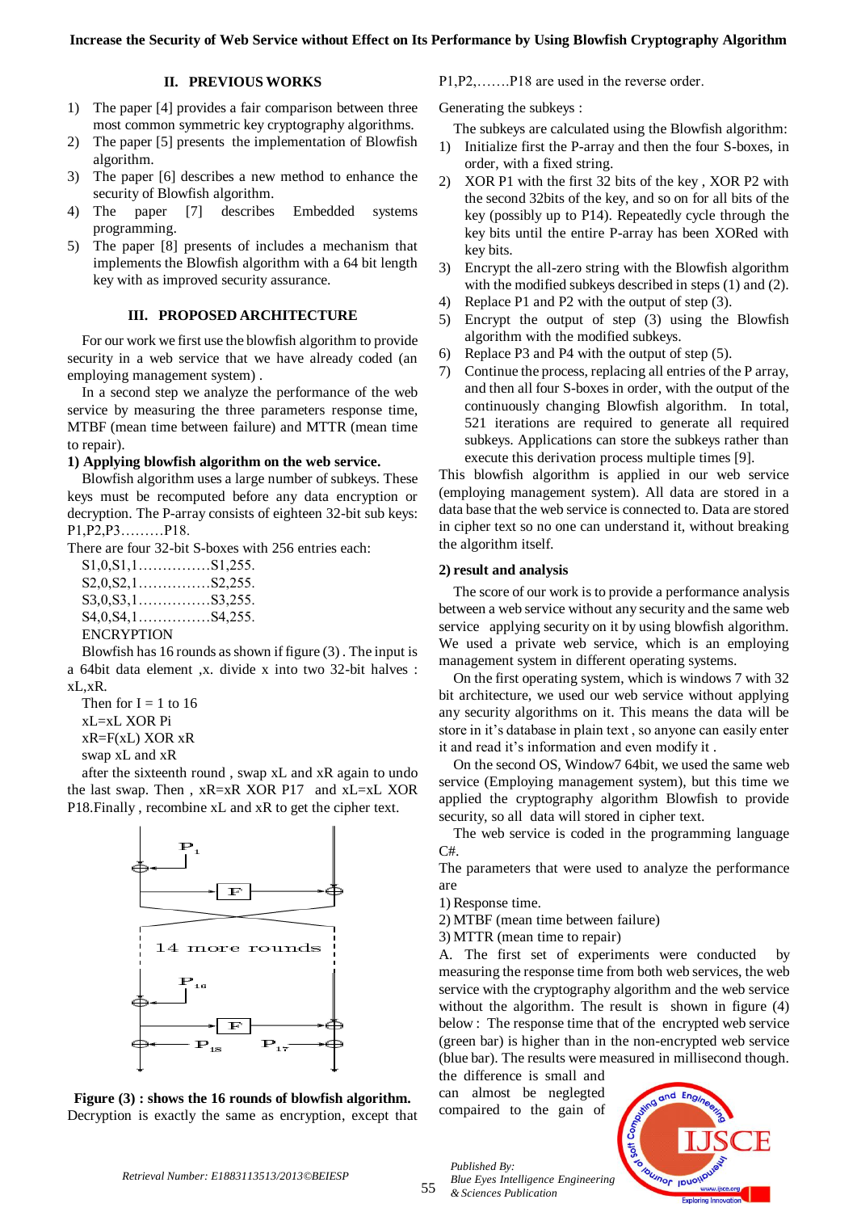## II. PREVIOUS WORKS

1) The paper [4] provides a fair comparison between three most common symmetric key cryptography algorithms.
2) The paper [5] presents the implementation of Blowfish algorithm.
3) The paper [6] describes a new method to enhance the security of Blowfish algorithm.
4) The paper [7] describes Embedded systems programming.
5) The paper [8] presents of includes a mechanism that implements the Blowfish algorithm with a 64 bit length key with as improved security assurance.

## III. PROPOSED ARCHITECTURE

For our work we first use the blowfish algorithm to provide security in a web service that we have already coded (an employing management system) .

In a second step we analyze the performance of the web service by measuring the three parameters response time, MTBF (mean time between failure) and MTTR (mean time to repair).

**1) Applying blowfish algorithm on the web service.**

Blowfish algorithm uses a large number of subkeys. These keys must be recomputed before any data encryption or decryption. The P-array consists of eighteen 32-bit sub keys: P1,P2,P3………P18.

There are four 32-bit S-boxes with 256 entries each:

S1,0,S1,1……………S1,255.
S2,0,S2,1……………S2,255.
S3,0,S3,1……………S3,255.
S4,0,S4,1……………S4,255.

ENCRYPTION

Blowfish has 16 rounds as shown if figure (3) . The input is a 64bit data element ,x. divide x into two 32-bit halves : xL,xR.

Then for I = 1 to 16
xL=xL XOR Pi
xR=F(xL) XOR xR
swap xL and xR

after the sixteenth round , swap xL and xR again to undo the last swap. Then , xR=xR XOR P17 and xL=xL XOR P18.Finally , recombine xL and xR to get the cipher text.

**Figure (3) : shows the 16 rounds of blowfish algorithm.**

Decryption is exactly the same as encryption, except that P1,P2,…….P18 are used in the reverse order.

Generating the subkeys :

The subkeys are calculated using the Blowfish algorithm:

1) Initialize first the P-array and then the four S-boxes, in order, with a fixed string.
2) XOR P1 with the first 32 bits of the key , XOR P2 with the second 32bits of the key, and so on for all bits of the key (possibly up to P14). Repeatedly cycle through the key bits until the entire P-array has been XORed with key bits.
3) Encrypt the all-zero string with the Blowfish algorithm with the modified subkeys described in steps (1) and (2).
4) Replace P1 and P2 with the output of step (3).
5) Encrypt the output of step (3) using the Blowfish algorithm with the modified subkeys.
6) Replace P3 and P4 with the output of step (5).
7) Continue the process, replacing all entries of the P array, and then all four S-boxes in order, with the output of the continuously changing Blowfish algorithm. In total, 521 iterations are required to generate all required subkeys. Applications can store the subkeys rather than execute this derivation process multiple times [9].

This blowfish algorithm is applied in our web service (employing management system). All data are stored in a data base that the web service is connected to. Data are stored in cipher text so no one can understand it, without breaking the algorithm itself.

**2) result and analysis**

The score of our work is to provide a performance analysis between a web service without any security and the same web service applying security on it by using blowfish algorithm. We used a private web service, which is an employing management system in different operating systems.

On the first operating system, which is windows 7 with 32 bit architecture, we used our web service without applying any security algorithms on it. This means the data will be store in it's database in plain text , so anyone can easily enter it and read it's information and even modify it .

On the second OS, Window7 64bit, we used the same web service (Employing management system), but this time we applied the cryptography algorithm Blowfish to provide security, so all data will stored in cipher text.

The web service is coded in the programming language C#.

The parameters that were used to analyze the performance are

1) Response time.
2) MTBF (mean time between failure)
3) MTTR (mean time to repair)

A. The first set of experiments were conducted by measuring the response time from both web services, the web service with the cryptography algorithm and the web service without the algorithm. The result is shown in figure (4) below : The response time that of the encrypted web service (green bar) is higher than in the non-encrypted web service (blue bar). The results were measured in millisecond though. the difference is small and can almost be neglected compaired to the gain of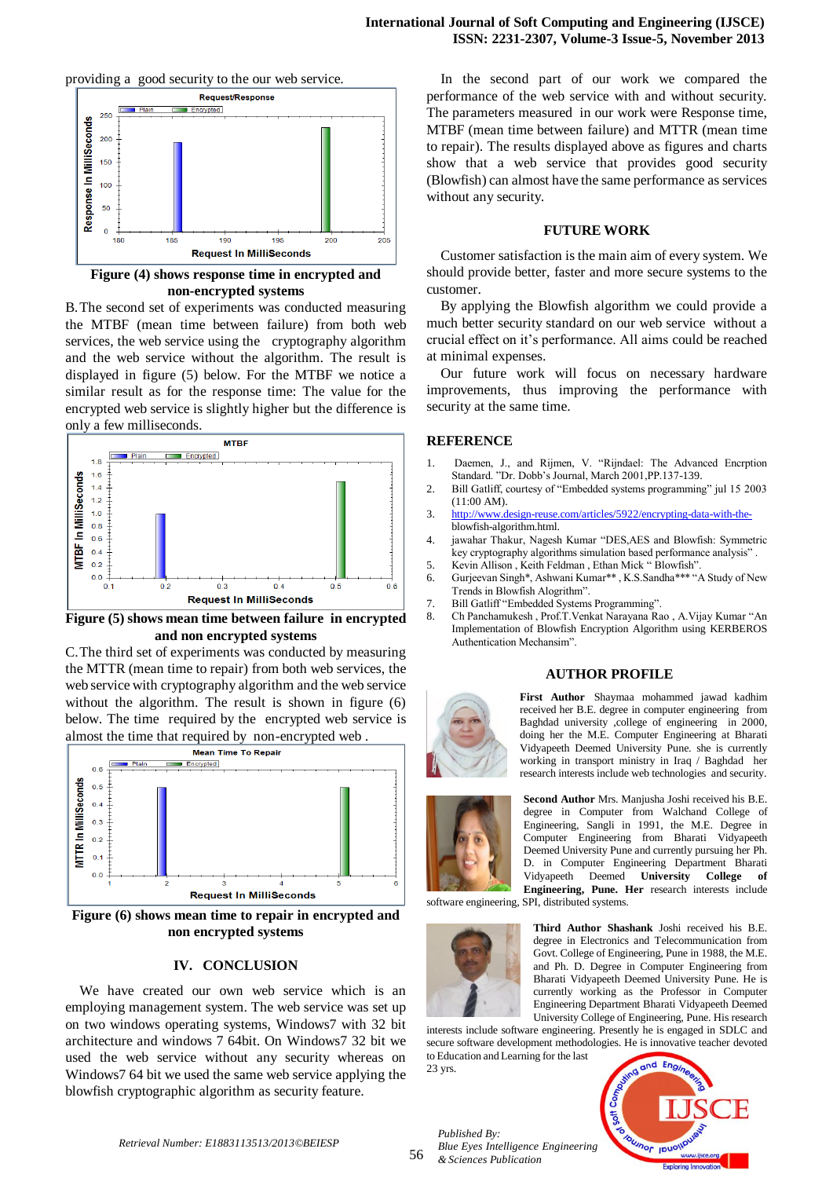providing a good security to the our web service.

Request/Response

Plain Encrypted

Response In MilliSeconds

250
200
150
100
50
0

180 185 190 195 200 205

Request In MilliSeconds

**Figure (4) shows response time in encrypted and non-encrypted systems**

B. The second set of experiments was conducted measuring the MTBF (mean time between failure) from both web services, the web service using the cryptography algorithm and the web service without the algorithm. The result is displayed in figure (5) below. For the MTBF we notice a similar result as for the response time: The value for the encrypted web service is slightly higher but the difference is only a few milliseconds.

MTBF

Plain Encrypted

MTBF In MilliSeconds

1.8
1.6
1.4
1.2
1.0
0.8
0.6
0.4
0.2
0.0

0.1 0.2 0.3 0.4 0.5 0.6

Request In MilliSeconds

**Figure (5) shows mean time between failure in encrypted and non encrypted systems**

C. The third set of experiments was conducted by measuring the MTTR (mean time to repair) from both web services, the web service with cryptography algorithm and the web service without the algorithm. The result is shown in figure (6) below. The time required by the encrypted web service is almost the time that required by non-encrypted web .

Mean Time To Repair

Plain Encrypted

MTTR In MilliSeconds

0.6
0.5
0.4
0.3
0.2
0.1
0.0

1 2 3 4 5 6

Request In MilliSeconds

**Figure (6) shows mean time to repair in encrypted and non encrypted systems**

## IV. CONCLUSION

We have created our own web service which is an employing management system. The web service was set up on two windows operating systems, Windows7 with 32 bit architecture and windows 7 64bit. On Windows7 32 bit we used the web service without any security whereas on Windows7 64 bit we used the same web service applying the blowfish cryptographic algorithm as security feature.

In the second part of our work we compared the performance of the web service with and without security. The parameters measured in our work were Response time, MTBF (mean time between failure) and MTTR (mean time to repair). The results displayed above as figures and charts show that a web service that provides good security (Blowfish) can almost have the same performance as services without any security.

## FUTURE WORK

Customer satisfaction is the main aim of every system. We should provide better, faster and more secure systems to the customer.

By applying the Blowfish algorithm we could provide a much better security standard on our web service without a crucial effect on it's performance. All aims could be reached at minimal expenses.

Our future work will focus on necessary hardware improvements, thus improving the performance with security at the same time.

## REFERENCE

1. Daemen, J., and Rijmen, V. "Rijndael: The Advanced Encrption Standard. "Dr. Dobb's Journal, March 2001,PP.137-139.
2. Bill Gatliff, courtesy of "Embedded systems programming" jul 15 2003 (11:00 AM).
3. http://www.design-reuse.com/articles/5922/encrypting-data-with-the-blowfish-algorithm.html.
4. jawahar Thakur, Nagesh Kumar "DES,AES and Blowfish: Symmetric key cryptography algorithms simulation based performance analysis" .
5. Kevin Allison , Keith Feldman , Ethan Mick " Blowfish".
6. Gurjeevan Singh*, Ashwani Kumar** , K.S.Sandha*** "A Study of New Trends in Blowfish Alogrithm".
7. Bill Gatliff "Embedded Systems Programming".
8. Ch Panchamukesh , Prof.T.Venkat Narayana Rao , A.Vijay Kumar "An Implementation of Blowfish Encryption Algorithm using KERBEROS Authentication Mechansim".

## AUTHOR PROFILE

**First Author** Shaymaa mohammed jawad kadhim received her B.E. degree in computer engineering from Baghdad university ,college of engineering in 2000, doing her the M.E. Computer Engineering at Bharati Vidyapeeth Deemed University Pune. she is currently working in transport ministry in Iraq / Baghdad her research interests include web technologies and security.

**Second Author** Mrs. Manjusha Joshi received his B.E. degree in Computer from Walchand College of Engineering, Sangli in 1991, the M.E. Degree in Computer Engineering from Bharati Vidyapeeth Deemed University Pune and currently pursuing her Ph. D. in Computer Engineering from Bharati Vidyapeeth Deemed **University College of Engineering, Pune. Her** research interests include software engineering, SPI, distributed systems.

**Third Author Shashank** Joshi received his B.E. degree in Electronics and Telecommunication from Govt. College of Engineering, Pune in 1988, the M.E. and Ph. D. Degree in Computer Engineering from Bharati Vidyapeeth Deemed University Pune. He is currently working as the Professor in Computer Engineering Department Bharati Vidyapeeth Deemed University College of Engineering, Pune. His research interests include software engineering. Presently he is engaged in SDLC and secure software development methodologies. He is innovative teacher devoted to Education and Learning for the last 23 yrs.